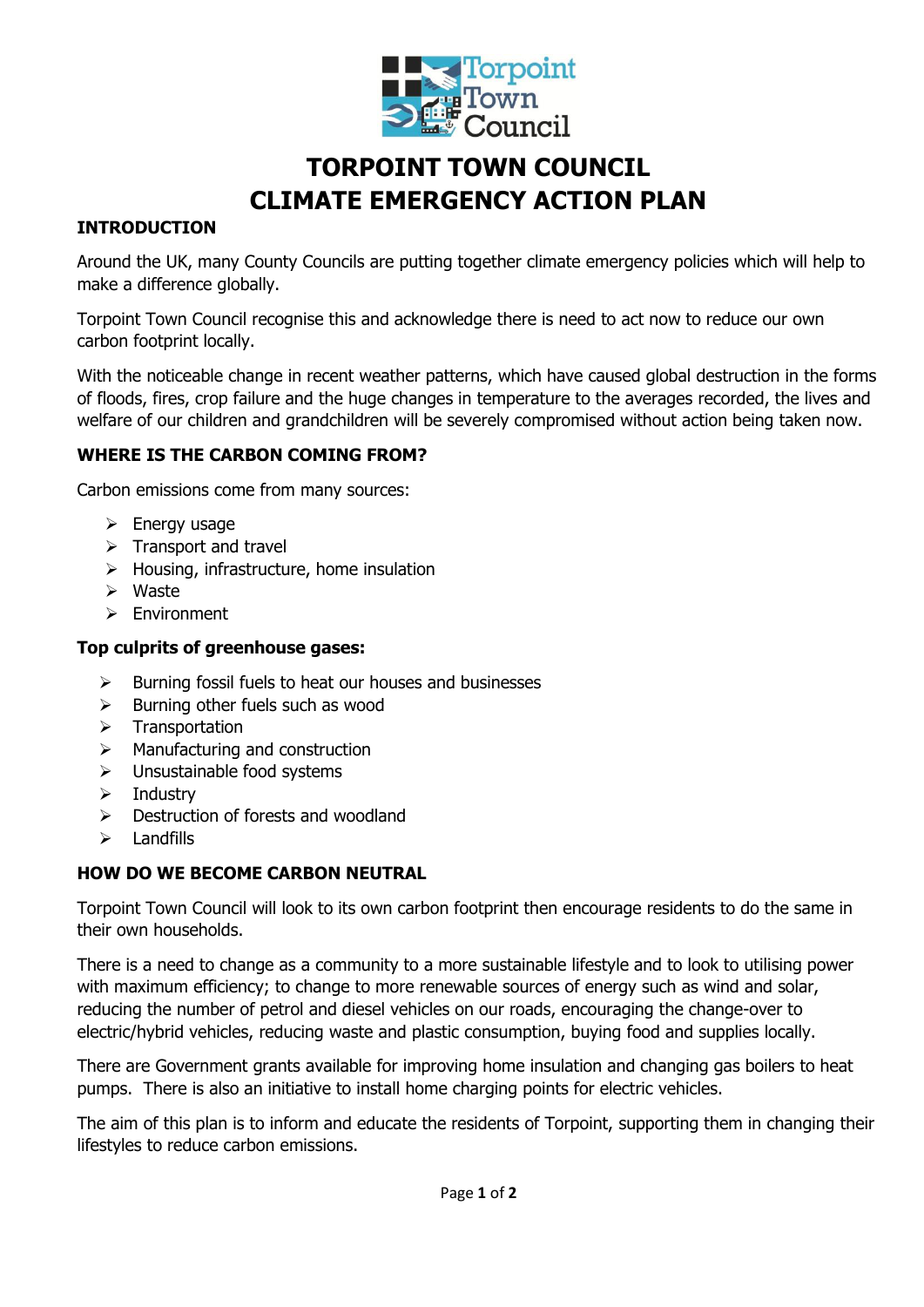# TORPOINT TOWN COUNCIL
# CLIMATE EMERGENCY ACTION PLAN

## INTRODUCTION

Around the UK, many County Councils are putting together climate emergency policies which will help to make a difference globally.

Torpoint Town Council recognise this and acknowledge there is need to act now to reduce our own carbon footprint locally.

With the noticeable change in recent weather patterns, which have caused global destruction in the forms of floods, fires, crop failure and the huge changes in temperature to the averages recorded, the lives and welfare of our children and grandchildren will be severely compromised without action being taken now.

## WHERE IS THE CARBON COMING FROM?

Carbon emissions come from many sources:

- Energy usage
- Transport and travel
- Housing, infrastructure, home insulation
- Waste
- Environment

### Top culprits of greenhouse gases:

- Burning fossil fuels to heat our houses and businesses
- Burning other fuels such as wood
- Transportation
- Manufacturing and construction
- Unsustainable food systems
- Industry
- Destruction of forests and woodland
- Landfills

## HOW DO WE BECOME CARBON NEUTRAL

Torpoint Town Council will look to its own carbon footprint then encourage residents to do the same in their own households.

There is a need to change as a community to a more sustainable lifestyle and to look to utilising power with maximum efficiency; to change to more renewable sources of energy such as wind and solar, reducing the number of petrol and diesel vehicles on our roads, encouraging the change-over to electric/hybrid vehicles, reducing waste and plastic consumption, buying food and supplies locally.

There are Government grants available for improving home insulation and changing gas boilers to heat pumps. There is also an initiative to install home charging points for electric vehicles.

The aim of this plan is to inform and educate the residents of Torpoint, supporting them in changing their lifestyles to reduce carbon emissions.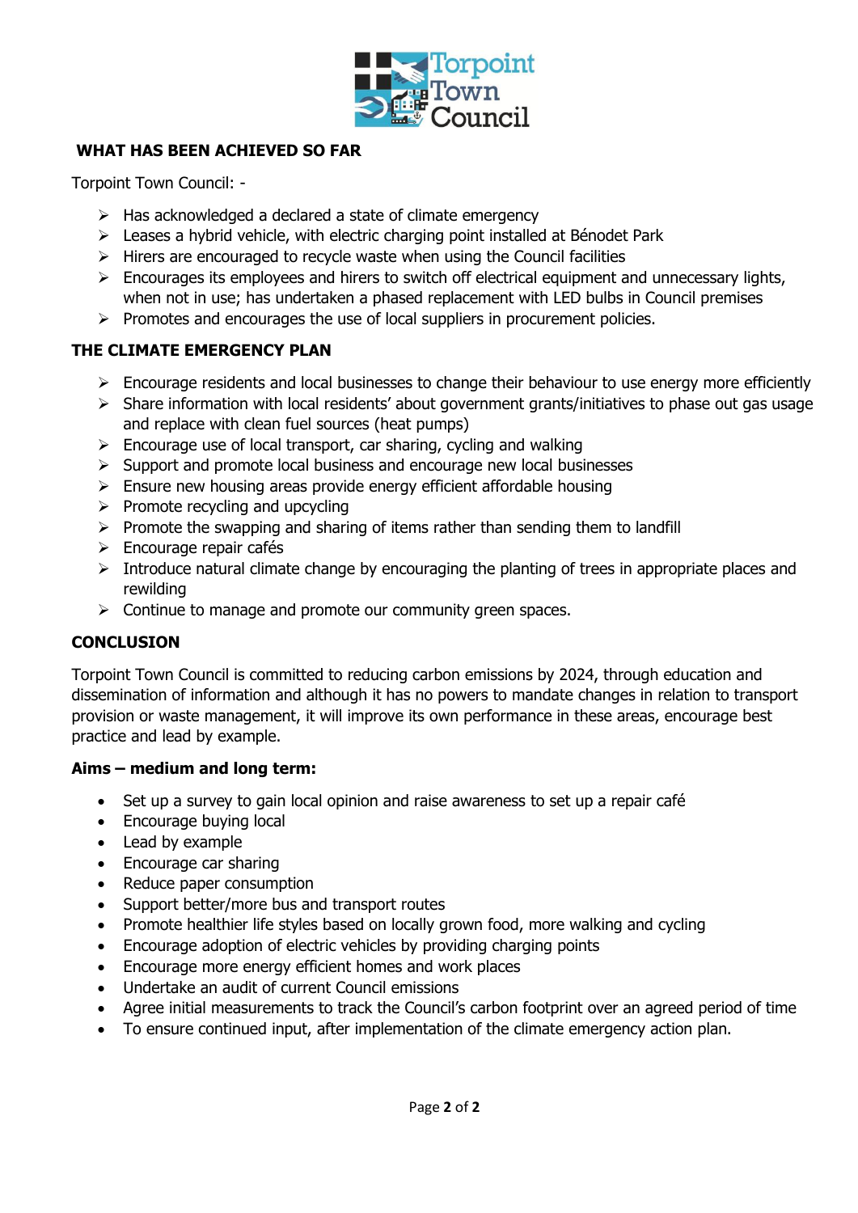## WHAT HAS BEEN ACHIEVED SO FAR

Torpoint Town Council: -

- Has acknowledged a declared a state of climate emergency
- Leases a hybrid vehicle, with electric charging point installed at Bénodet Park
- Hirers are encouraged to recycle waste when using the Council facilities
- Encourages its employees and hirers to switch off electrical equipment and unnecessary lights, when not in use; has undertaken a phased replacement with LED bulbs in Council premises
- Promotes and encourages the use of local suppliers in procurement policies.

## THE CLIMATE EMERGENCY PLAN

- Encourage residents and local businesses to change their behaviour to use energy more efficiently
- Share information with local residents' about government grants/initiatives to phase out gas usage and replace with clean fuel sources (heat pumps)
- Encourage use of local transport, car sharing, cycling and walking
- Support and promote local business and encourage new local businesses
- Ensure new housing areas provide energy efficient affordable housing
- Promote recycling and upcycling
- Promote the swapping and sharing of items rather than sending them to landfill
- Encourage repair cafés
- Introduce natural climate change by encouraging the planting of trees in appropriate places and rewilding
- Continue to manage and promote our community green spaces.

## CONCLUSION

Torpoint Town Council is committed to reducing carbon emissions by 2024, through education and dissemination of information and although it has no powers to mandate changes in relation to transport provision or waste management, it will improve its own performance in these areas, encourage best practice and lead by example.

### Aims – medium and long term:

- Set up a survey to gain local opinion and raise awareness to set up a repair café
- Encourage buying local
- Lead by example
- Encourage car sharing
- Reduce paper consumption
- Support better/more bus and transport routes
- Promote healthier life styles based on locally grown food, more walking and cycling
- Encourage adoption of electric vehicles by providing charging points
- Encourage more energy efficient homes and work places
- Undertake an audit of current Council emissions
- Agree initial measurements to track the Council's carbon footprint over an agreed period of time
- To ensure continued input, after implementation of the climate emergency action plan.